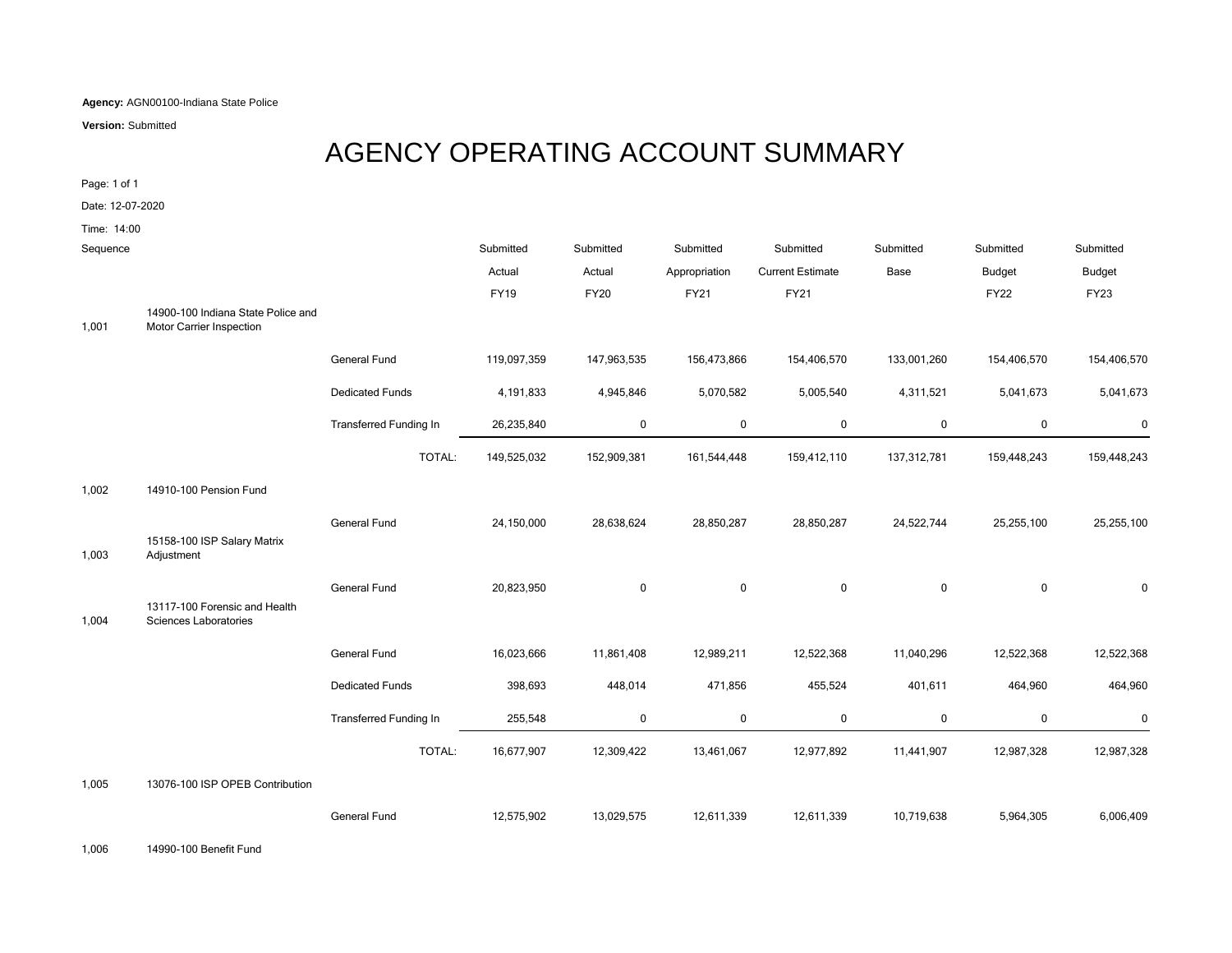**Agency:** AGN00100-Indiana State Police

**Version:** Submitted

# AGENCY OPERATING ACCOUNT SUMMARY

Page: 1 of 1

Date: 12-07-2020

Time: 14:00

| Sequence | | | Submitted Actual FY19 | Submitted Actual FY20 | Submitted Appropriation FY21 | Submitted Current Estimate FY21 | Submitted Base | Submitted Budget FY22 | Submitted Budget FY23 |
|---|---|---|---|---|---|---|---|---|---|
| 1,001 | 14900-100 Indiana State Police and Motor Carrier Inspection | | | | | | | | |
| | | General Fund | 119,097,359 | 147,963,535 | 156,473,866 | 154,406,570 | 133,001,260 | 154,406,570 | 154,406,570 |
| | | Dedicated Funds | 4,191,833 | 4,945,846 | 5,070,582 | 5,005,540 | 4,311,521 | 5,041,673 | 5,041,673 |
| | | Transferred Funding In | 26,235,840 | 0 | 0 | 0 | 0 | 0 | 0 |
| | | TOTAL: | 149,525,032 | 152,909,381 | 161,544,448 | 159,412,110 | 137,312,781 | 159,448,243 | 159,448,243 |
| 1,002 | 14910-100 Pension Fund | | | | | | | | |
| | | General Fund | 24,150,000 | 28,638,624 | 28,850,287 | 28,850,287 | 24,522,744 | 25,255,100 | 25,255,100 |
| 1,003 | 15158-100 ISP Salary Matrix Adjustment | | | | | | | | |
| | | General Fund | 20,823,950 | 0 | 0 | 0 | 0 | 0 | 0 |
| 1,004 | 13117-100 Forensic and Health Sciences Laboratories | | | | | | | | |
| | | General Fund | 16,023,666 | 11,861,408 | 12,989,211 | 12,522,368 | 11,040,296 | 12,522,368 | 12,522,368 |
| | | Dedicated Funds | 398,693 | 448,014 | 471,856 | 455,524 | 401,611 | 464,960 | 464,960 |
| | | Transferred Funding In | 255,548 | 0 | 0 | 0 | 0 | 0 | 0 |
| | | TOTAL: | 16,677,907 | 12,309,422 | 13,461,067 | 12,977,892 | 11,441,907 | 12,987,328 | 12,987,328 |
| 1,005 | 13076-100 ISP OPEB Contribution | | | | | | | | |
| | | General Fund | 12,575,902 | 13,029,575 | 12,611,339 | 12,611,339 | 10,719,638 | 5,964,305 | 6,006,409 |
| 1,006 | 14990-100 Benefit Fund | | | | | | | | |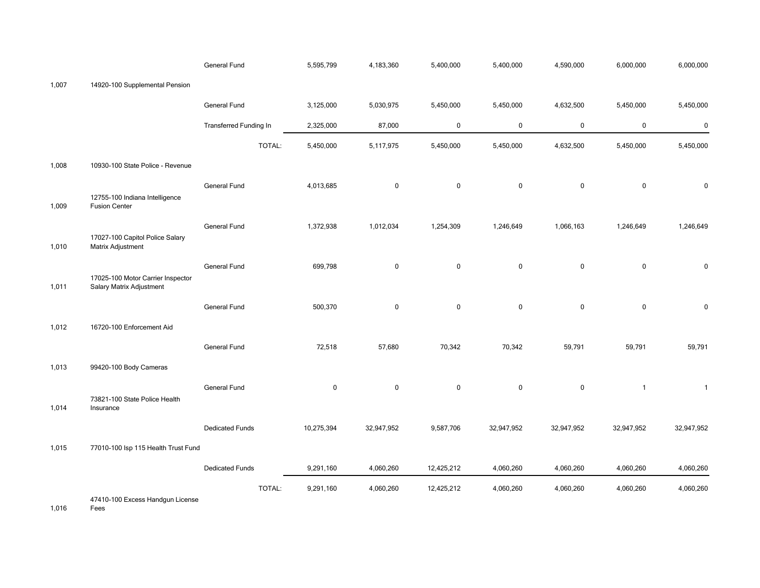| | | | | | | | | | |
|---|---|---|---|---|---|---|---|---|---|
| | | General Fund | 5,595,799 | 4,183,360 | 5,400,000 | 5,400,000 | 4,590,000 | 6,000,000 | 6,000,000 |
| 1,007 | 14920-100 Supplemental Pension | | | | | | | | |
| | | General Fund | 3,125,000 | 5,030,975 | 5,450,000 | 5,450,000 | 4,632,500 | 5,450,000 | 5,450,000 |
| | | Transferred Funding In | 2,325,000 | 87,000 | 0 | 0 | 0 | 0 | 0 |
| | | TOTAL: | 5,450,000 | 5,117,975 | 5,450,000 | 5,450,000 | 4,632,500 | 5,450,000 | 5,450,000 |
| 1,008 | 10930-100 State Police - Revenue | | | | | | | | |
| | | General Fund | 4,013,685 | 0 | 0 | 0 | 0 | 0 | 0 |
| 1,009 | 12755-100 Indiana Intelligence Fusion Center | | | | | | | | |
| | | General Fund | 1,372,938 | 1,012,034 | 1,254,309 | 1,246,649 | 1,066,163 | 1,246,649 | 1,246,649 |
| 1,010 | 17027-100 Capitol Police Salary Matrix Adjustment | | | | | | | | |
| | | General Fund | 699,798 | 0 | 0 | 0 | 0 | 0 | 0 |
| 1,011 | 17025-100 Motor Carrier Inspector Salary Matrix Adjustment | | | | | | | | |
| | | General Fund | 500,370 | 0 | 0 | 0 | 0 | 0 | 0 |
| 1,012 | 16720-100 Enforcement Aid | | | | | | | | |
| | | General Fund | 72,518 | 57,680 | 70,342 | 70,342 | 59,791 | 59,791 | 59,791 |
| 1,013 | 99420-100 Body Cameras | | | | | | | | |
| | | General Fund | 0 | 0 | 0 | 0 | 0 | 1 | 1 |
| 1,014 | 73821-100 State Police Health Insurance | | | | | | | | |
| | | Dedicated Funds | 10,275,394 | 32,947,952 | 9,587,706 | 32,947,952 | 32,947,952 | 32,947,952 | 32,947,952 |
| 1,015 | 77010-100 Isp 115 Health Trust Fund | | | | | | | | |
| | | Dedicated Funds | 9,291,160 | 4,060,260 | 12,425,212 | 4,060,260 | 4,060,260 | 4,060,260 | 4,060,260 |
| | | TOTAL: | 9,291,160 | 4,060,260 | 12,425,212 | 4,060,260 | 4,060,260 | 4,060,260 | 4,060,260 |
| 1,016 | 47410-100 Excess Handgun License Fees | | | | | | | | |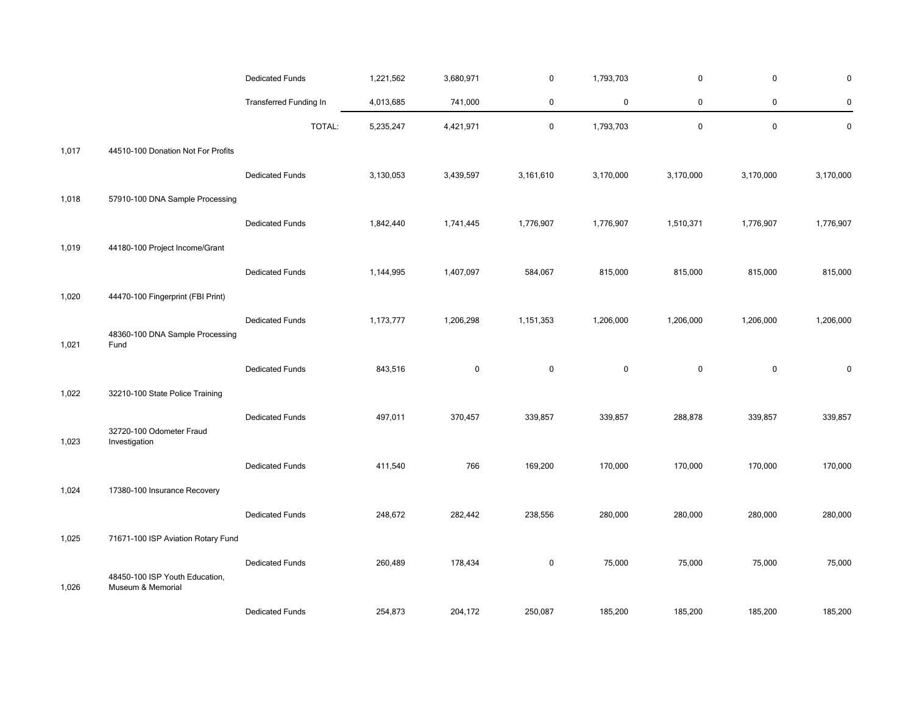| | | | | | | | | |
|---|---|---|---|---|---|---|---|---|
| | | Dedicated Funds | 1,221,562 | 3,680,971 | 0 | 1,793,703 | 0 | 0 | 0 |
| | | Transferred Funding In | 4,013,685 | 741,000 | 0 | 0 | 0 | 0 | 0 |
| | | TOTAL: | 5,235,247 | 4,421,971 | 0 | 1,793,703 | 0 | 0 | 0 |
| 1,017 | 44510-100 Donation Not For Profits | | | | | | | | |
| | | Dedicated Funds | 3,130,053 | 3,439,597 | 3,161,610 | 3,170,000 | 3,170,000 | 3,170,000 | 3,170,000 |
| 1,018 | 57910-100 DNA Sample Processing | | | | | | | | |
| | | Dedicated Funds | 1,842,440 | 1,741,445 | 1,776,907 | 1,776,907 | 1,510,371 | 1,776,907 | 1,776,907 |
| 1,019 | 44180-100 Project Income/Grant | | | | | | | | |
| | | Dedicated Funds | 1,144,995 | 1,407,097 | 584,067 | 815,000 | 815,000 | 815,000 | 815,000 |
| 1,020 | 44470-100 Fingerprint (FBI Print) | | | | | | | | |
| | | Dedicated Funds | 1,173,777 | 1,206,298 | 1,151,353 | 1,206,000 | 1,206,000 | 1,206,000 | 1,206,000 |
| 1,021 | 48360-100 DNA Sample Processing Fund | | | | | | | | |
| | | Dedicated Funds | 843,516 | 0 | 0 | 0 | 0 | 0 | 0 |
| 1,022 | 32210-100 State Police Training | | | | | | | | |
| | | Dedicated Funds | 497,011 | 370,457 | 339,857 | 339,857 | 288,878 | 339,857 | 339,857 |
| 1,023 | 32720-100 Odometer Fraud Investigation | | | | | | | | |
| | | Dedicated Funds | 411,540 | 766 | 169,200 | 170,000 | 170,000 | 170,000 | 170,000 |
| 1,024 | 17380-100 Insurance Recovery | | | | | | | | |
| | | Dedicated Funds | 248,672 | 282,442 | 238,556 | 280,000 | 280,000 | 280,000 | 280,000 |
| 1,025 | 71671-100 ISP Aviation Rotary Fund | | | | | | | | |
| | | Dedicated Funds | 260,489 | 178,434 | 0 | 75,000 | 75,000 | 75,000 | 75,000 |
| 1,026 | 48450-100 ISP Youth Education, Museum & Memorial | | | | | | | | |
| | | Dedicated Funds | 254,873 | 204,172 | 250,087 | 185,200 | 185,200 | 185,200 | 185,200 |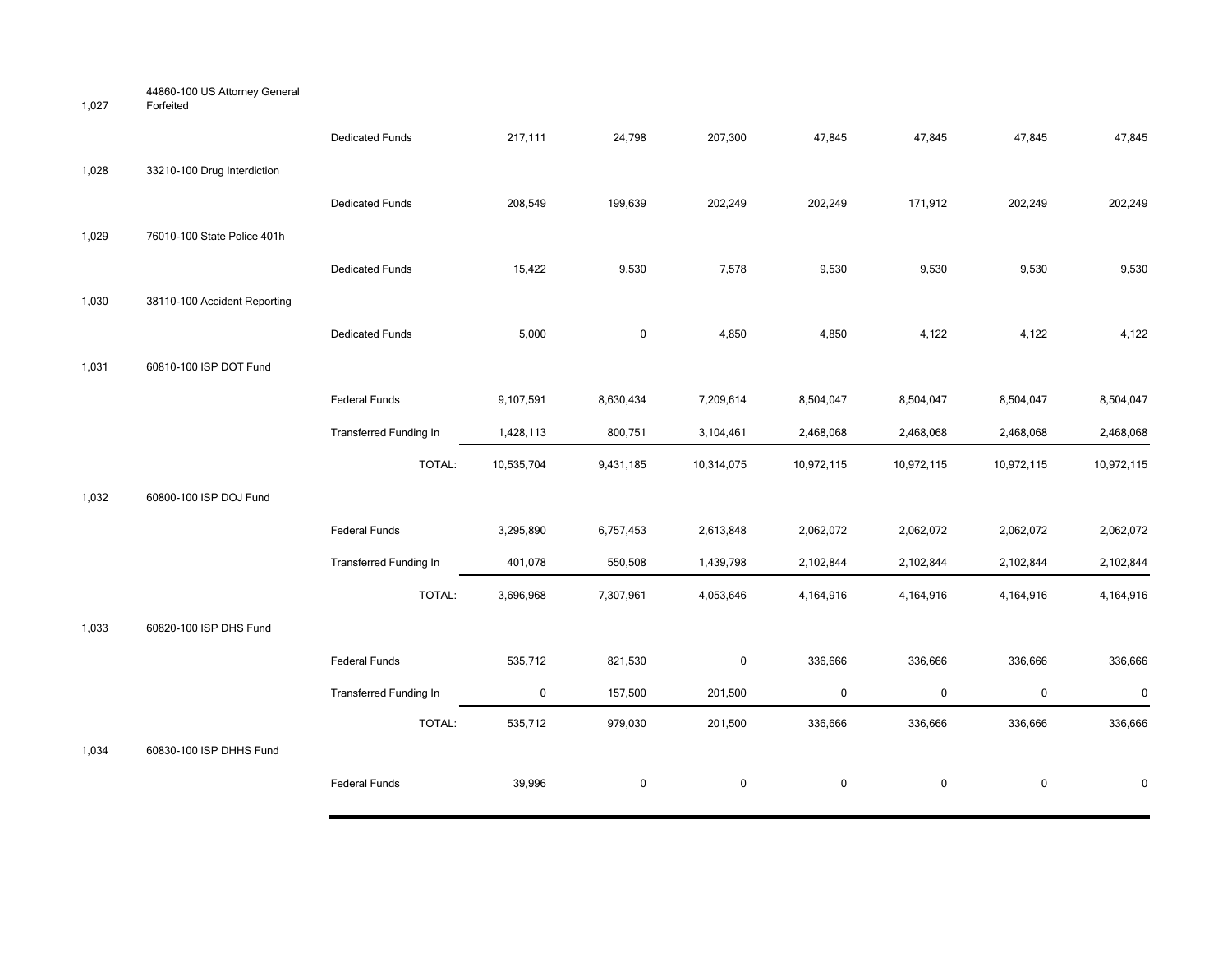| | | | | | | | | | |
|---|---|---|---|---|---|---|---|---|---|
| 1,027 | 44860-100 US Attorney General Forfeited | | | | | | | | |
| | | Dedicated Funds | 217,111 | 24,798 | 207,300 | 47,845 | 47,845 | 47,845 | 47,845 |
| 1,028 | 33210-100 Drug Interdiction | | | | | | | | |
| | | Dedicated Funds | 208,549 | 199,639 | 202,249 | 202,249 | 171,912 | 202,249 | 202,249 |
| 1,029 | 76010-100 State Police 401h | | | | | | | | |
| | | Dedicated Funds | 15,422 | 9,530 | 7,578 | 9,530 | 9,530 | 9,530 | 9,530 |
| 1,030 | 38110-100 Accident Reporting | | | | | | | | |
| | | Dedicated Funds | 5,000 | 0 | 4,850 | 4,850 | 4,122 | 4,122 | 4,122 |
| 1,031 | 60810-100 ISP DOT Fund | | | | | | | | |
| | | Federal Funds | 9,107,591 | 8,630,434 | 7,209,614 | 8,504,047 | 8,504,047 | 8,504,047 | 8,504,047 |
| | | Transferred Funding In | 1,428,113 | 800,751 | 3,104,461 | 2,468,068 | 2,468,068 | 2,468,068 | 2,468,068 |
| | | TOTAL: | 10,535,704 | 9,431,185 | 10,314,075 | 10,972,115 | 10,972,115 | 10,972,115 | 10,972,115 |
| 1,032 | 60800-100 ISP DOJ Fund | | | | | | | | |
| | | Federal Funds | 3,295,890 | 6,757,453 | 2,613,848 | 2,062,072 | 2,062,072 | 2,062,072 | 2,062,072 |
| | | Transferred Funding In | 401,078 | 550,508 | 1,439,798 | 2,102,844 | 2,102,844 | 2,102,844 | 2,102,844 |
| | | TOTAL: | 3,696,968 | 7,307,961 | 4,053,646 | 4,164,916 | 4,164,916 | 4,164,916 | 4,164,916 |
| 1,033 | 60820-100 ISP DHS Fund | | | | | | | | |
| | | Federal Funds | 535,712 | 821,530 | 0 | 336,666 | 336,666 | 336,666 | 336,666 |
| | | Transferred Funding In | 0 | 157,500 | 201,500 | 0 | 0 | 0 | 0 |
| | | TOTAL: | 535,712 | 979,030 | 201,500 | 336,666 | 336,666 | 336,666 | 336,666 |
| 1,034 | 60830-100 ISP DHHS Fund | | | | | | | | |
| | | Federal Funds | 39,996 | 0 | 0 | 0 | 0 | 0 | 0 |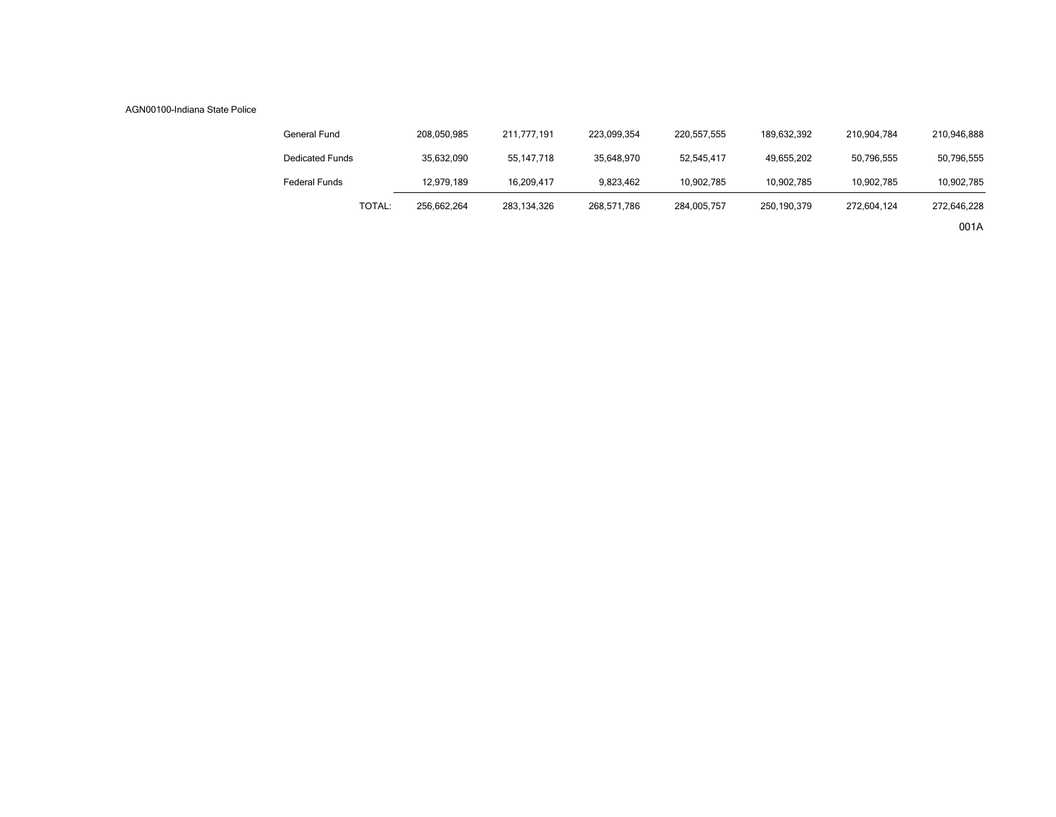AGN00100-Indiana State Police

| | | | | | | | |
|---|---|---|---|---|---|---|---|
| General Fund | 208,050,985 | 211,777,191 | 223,099,354 | 220,557,555 | 189,632,392 | 210,904,784 | 210,946,888 |
| Dedicated Funds | 35,632,090 | 55,147,718 | 35,648,970 | 52,545,417 | 49,655,202 | 50,796,555 | 50,796,555 |
| Federal Funds | 12,979,189 | 16,209,417 | 9,823,462 | 10,902,785 | 10,902,785 | 10,902,785 | 10,902,785 |
| TOTAL: | 256,662,264 | 283,134,326 | 268,571,786 | 284,005,757 | 250,190,379 | 272,604,124 | 272,646,228 |

001A